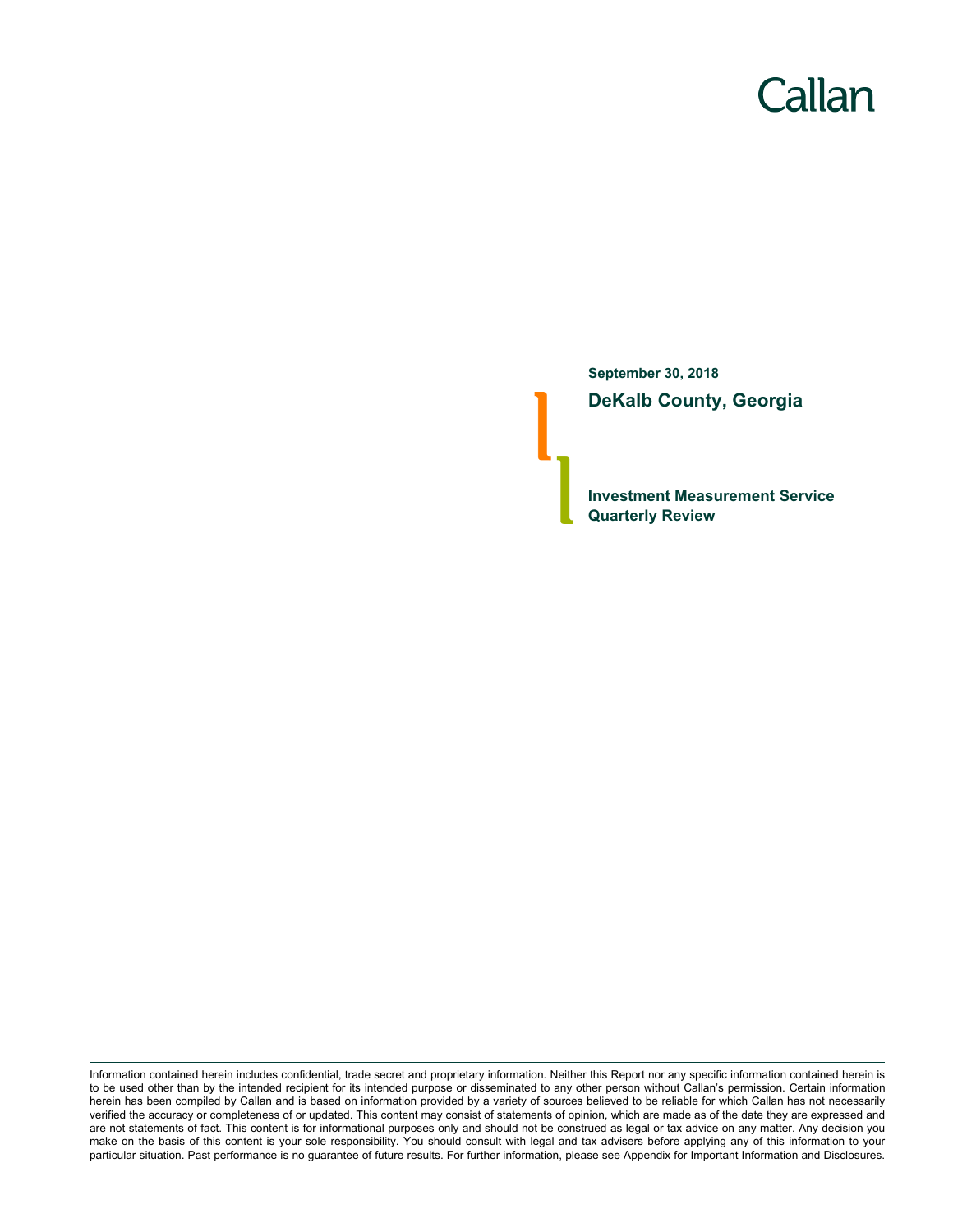Callan

**September 30, 2018**

## DeKalb County, Georgia

## Investment Measurement Service Quarterly Review

Information contained herein includes confidential, trade secret and proprietary information. Neither this Report nor any specific information contained herein is to be used other than by the intended recipient for its intended purpose or disseminated to any other person without Callan's permission. Certain information herein has been compiled by Callan and is based on information provided by a variety of sources believed to be reliable for which Callan has not necessarily verified the accuracy or completeness of or updated. This content may consist of statements of opinion, which are made as of the date they are expressed and are not statements of fact. This content is for informational purposes only and should not be construed as legal or tax advice on any matter. Any decision you make on the basis of this content is your sole responsibility. You should consult with legal and tax advisers before applying any of this information to your particular situation. Past performance is no guarantee of future results. For further information, please see Appendix for Important Information and Disclosures.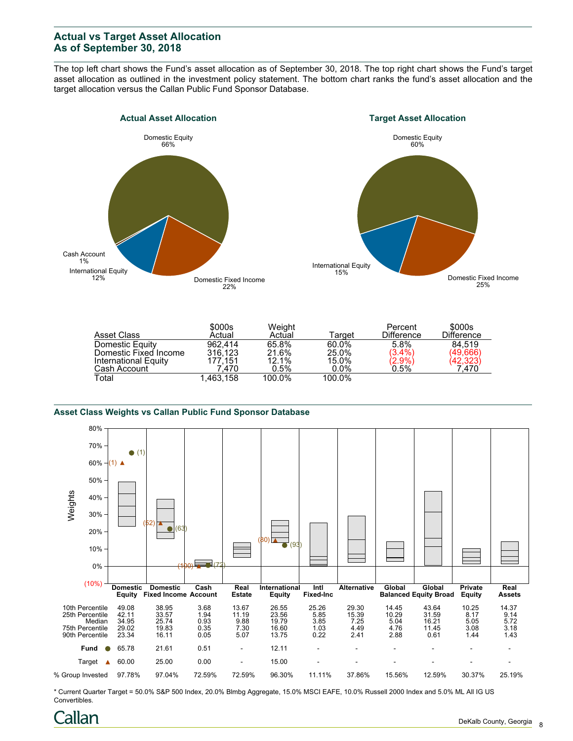## Actual vs Target Asset Allocation
## As of September 30, 2018

The top left chart shows the Fund's asset allocation as of September 30, 2018. The top right chart shows the Fund's target asset allocation as outlined in the investment policy statement. The bottom chart ranks the fund's asset allocation and the target allocation versus the Callan Public Fund Sponsor Database.

### Actual Asset Allocation

Domestic Equity 66%
Domestic Fixed Income 22%
International Equity 12%
Cash Account 1%

### Target Asset Allocation

Domestic Equity 60%
Domestic Fixed Income 25%
International Equity 15%

| Asset Class | $000s Actual | Weight Actual | Target | Percent Difference | $000s Difference |
|---|---|---|---|---|---|
| Domestic Equity | 962,414 | 65.8% | 60.0% | 5.8% | 84,519 |
| Domestic Fixed Income | 316,123 | 21.6% | 25.0% | (3.4%) | (49,666) |
| International Equity | 177,151 | 12.1% | 15.0% | (2.9%) | (42,323) |
| Cash Account | 7,470 | 0.5% | 0.0% | 0.5% | 7,470 |
| Total | 1,463,158 | 100.0% | 100.0% | | |

### Asset Class Weights vs Callan Public Fund Sponsor Database

| | Domestic Equity | Domestic Fixed Income | Cash Account | Real Estate | International Equity | Intl Fixed-Inc | Alternative | Global Balanced | Global Equity Broad | Private Equity | Real Assets |
|---|---|---|---|---|---|---|---|---|---|---|---|
| 10th Percentile | 49.08 | 38.95 | 3.68 | 13.67 | 26.55 | 25.26 | 29.30 | 14.45 | 43.64 | 10.25 | 14.37 |
| 25th Percentile | 42.11 | 33.57 | 1.94 | 11.19 | 23.56 | 5.85 | 15.39 | 10.29 | 31.59 | 8.17 | 9.14 |
| Median | 34.95 | 25.74 | 0.93 | 9.88 | 19.79 | 3.85 | 7.25 | 5.04 | 16.21 | 5.05 | 5.72 |
| 75th Percentile | 29.02 | 19.83 | 0.35 | 7.30 | 16.60 | 1.03 | 4.49 | 4.76 | 11.45 | 3.08 | 3.18 |
| 90th Percentile | 23.34 | 16.11 | 0.05 | 5.07 | 13.75 | 0.22 | 2.41 | 2.88 | 0.61 | 1.44 | 1.43 |
| Fund ● | 65.78 (1) | 21.61 (63) | 0.51 (72) | - | 12.11 (93) | - | - | - | - | - | - |
| Target ▲ | 60.00 (1) | 25.00 (52) | 0.00 (100) | - | 15.00 (80) | - | - | - | - | - | - |
| % Group Invested | 97.78% | 97.04% | 72.59% | 72.59% | 96.30% | 11.11% | 37.86% | 15.56% | 12.59% | 30.37% | 25.19% |

* Current Quarter Target = 50.0% S&P 500 Index, 20.0% Blmbg Aggregate, 15.0% MSCI EAFE, 10.0% Russell 2000 Index and 5.0% ML All IG US Convertibles.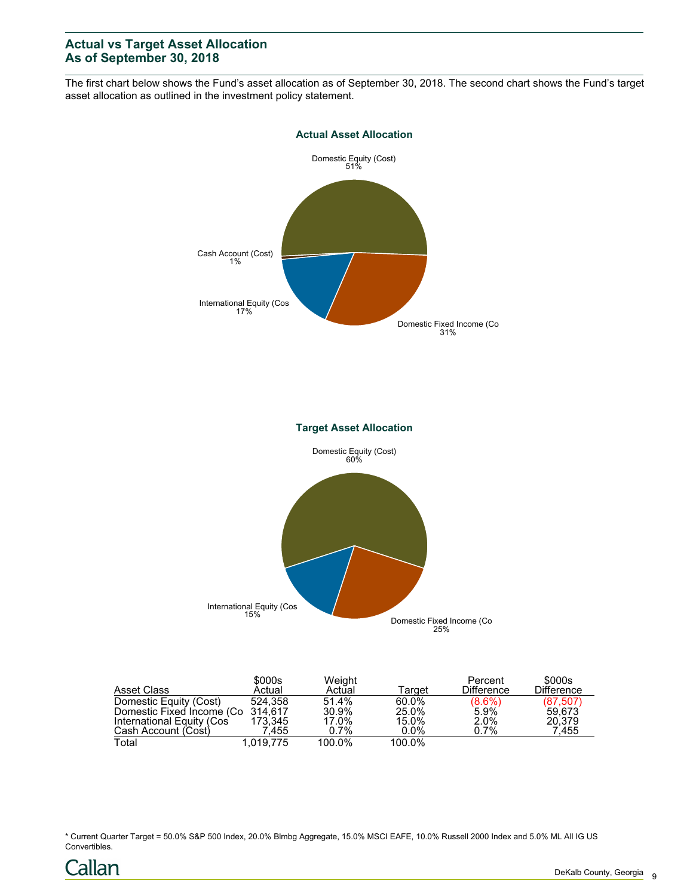## Actual vs Target Asset Allocation
## As of September 30, 2018

The first chart below shows the Fund's asset allocation as of September 30, 2018. The second chart shows the Fund's target asset allocation as outlined in the investment policy statement.

**Actual Asset Allocation**

Domestic Equity (Cost) 51%
Domestic Fixed Income (Co 31%
International Equity (Cos 17%
Cash Account (Cost) 1%

**Target Asset Allocation**

Domestic Equity (Cost) 60%
Domestic Fixed Income (Co 25%
International Equity (Cos 15%

| Asset Class | $000s Actual | Weight Actual | Target | Percent Difference | $000s Difference |
|---|---|---|---|---|---|
| Domestic Equity (Cost) | 524,358 | 51.4% | 60.0% | (8.6%) | (87,507) |
| Domestic Fixed Income (Co | 314,617 | 30.9% | 25.0% | 5.9% | 59,673 |
| International Equity (Cos | 173,345 | 17.0% | 15.0% | 2.0% | 20,379 |
| Cash Account (Cost) | 7,455 | 0.7% | 0.0% | 0.7% | 7,455 |
| Total | 1,019,775 | 100.0% | 100.0% | | |

* Current Quarter Target = 50.0% S&P 500 Index, 20.0% Blmbg Aggregate, 15.0% MSCI EAFE, 10.0% Russell 2000 Index and 5.0% ML All IG US Convertibles.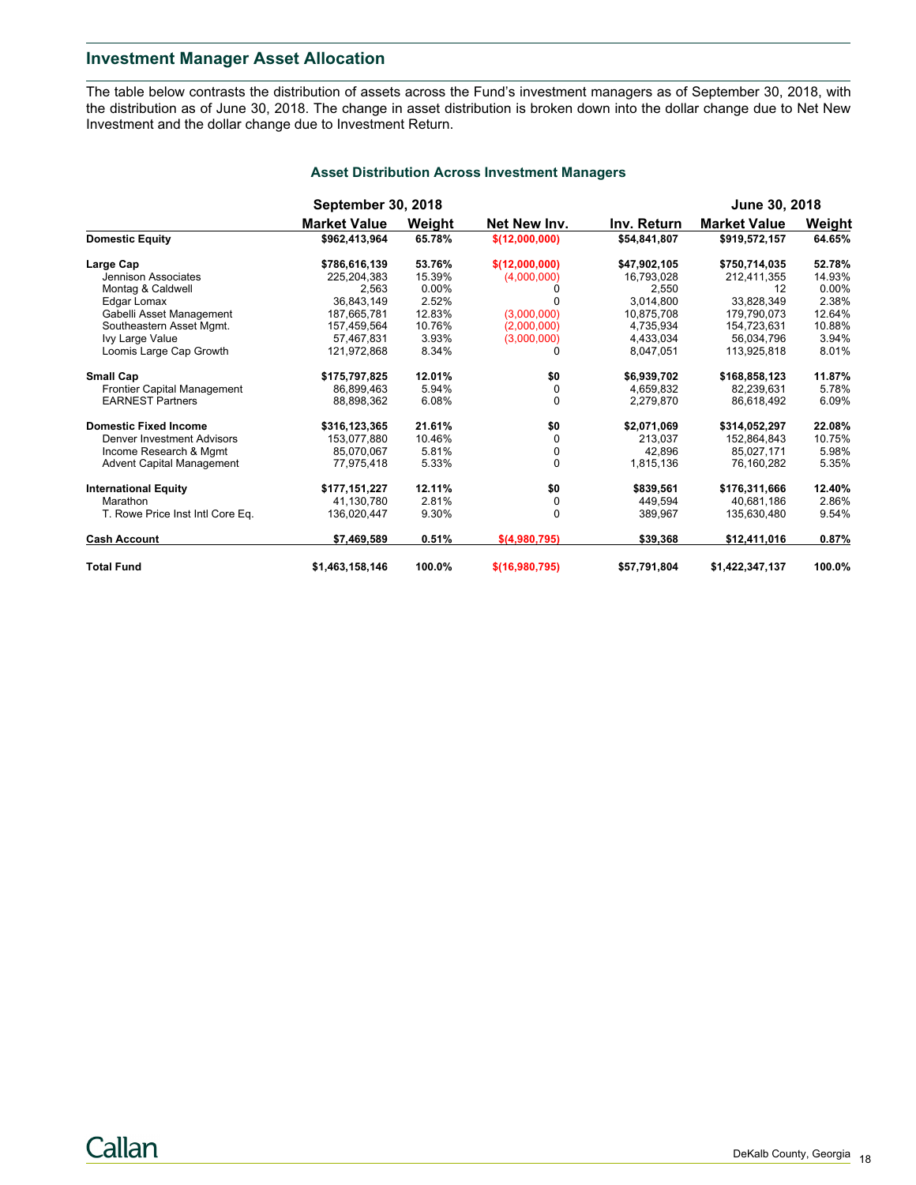## Investment Manager Asset Allocation

The table below contrasts the distribution of assets across the Fund's investment managers as of September 30, 2018, with the distribution as of June 30, 2018. The change in asset distribution is broken down into the dollar change due to Net New Investment and the dollar change due to Investment Return.

### Asset Distribution Across Investment Managers

| | September 30, 2018 | | | | June 30, 2018 | |
|---|---|---|---|---|---|---|
| | Market Value | Weight | Net New Inv. | Inv. Return | Market Value | Weight |
| **Domestic Equity** | **$962,413,964** | **65.78%** | **$(12,000,000)** | **$54,841,807** | **$919,572,157** | **64.65%** |
| **Large Cap** | **$786,616,139** | **53.76%** | **$(12,000,000)** | **$47,902,105** | **$750,714,035** | **52.78%** |
| Jennison Associates | 225,204,383 | 15.39% | (4,000,000) | 16,793,028 | 212,411,355 | 14.93% |
| Montag & Caldwell | 2,563 | 0.00% | 0 | 2,550 | 12 | 0.00% |
| Edgar Lomax | 36,843,149 | 2.52% | 0 | 3,014,800 | 33,828,349 | 2.38% |
| Gabelli Asset Management | 187,665,781 | 12.83% | (3,000,000) | 10,875,708 | 179,790,073 | 12.64% |
| Southeastern Asset Mgmt. | 157,459,564 | 10.76% | (2,000,000) | 4,735,934 | 154,723,631 | 10.88% |
| Ivy Large Value | 57,467,831 | 3.93% | (3,000,000) | 4,433,034 | 56,034,796 | 3.94% |
| Loomis Large Cap Growth | 121,972,868 | 8.34% | 0 | 8,047,051 | 113,925,818 | 8.01% |
| **Small Cap** | **$175,797,825** | **12.01%** | **$0** | **$6,939,702** | **$168,858,123** | **11.87%** |
| Frontier Capital Management | 86,899,463 | 5.94% | 0 | 4,659,832 | 82,239,631 | 5.78% |
| EARNEST Partners | 88,898,362 | 6.08% | 0 | 2,279,870 | 86,618,492 | 6.09% |
| **Domestic Fixed Income** | **$316,123,365** | **21.61%** | **$0** | **$2,071,069** | **$314,052,297** | **22.08%** |
| Denver Investment Advisors | 153,077,880 | 10.46% | 0 | 213,037 | 152,864,843 | 10.75% |
| Income Research & Mgmt | 85,070,067 | 5.81% | 0 | 42,896 | 85,027,171 | 5.98% |
| Advent Capital Management | 77,975,418 | 5.33% | 0 | 1,815,136 | 76,160,282 | 5.35% |
| **International Equity** | **$177,151,227** | **12.11%** | **$0** | **$839,561** | **$176,311,666** | **12.40%** |
| Marathon | 41,130,780 | 2.81% | 0 | 449,594 | 40,681,186 | 2.86% |
| T. Rowe Price Inst Intl Core Eq. | 136,020,447 | 9.30% | 0 | 389,967 | 135,630,480 | 9.54% |
| **Cash Account** | **$7,469,589** | **0.51%** | **$(4,980,795)** | **$39,368** | **$12,411,016** | **0.87%** |
| **Total Fund** | **$1,463,158,146** | **100.0%** | **$(16,980,795)** | **$57,791,804** | **$1,422,347,137** | **100.0%** |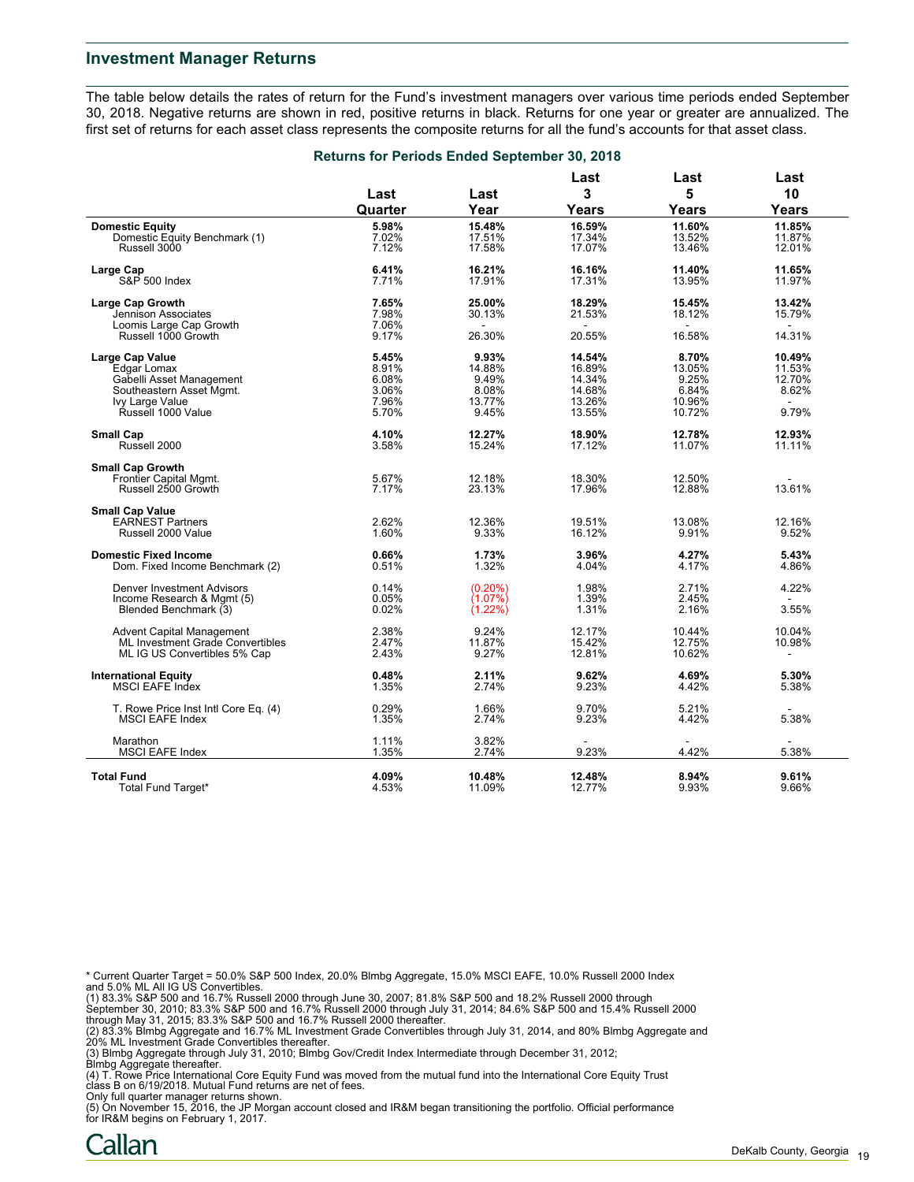## Investment Manager Returns

The table below details the rates of return for the Fund's investment managers over various time periods ended September 30, 2018. Negative returns are shown in red, positive returns in black. Returns for one year or greater are annualized. The first set of returns for each asset class represents the composite returns for all the fund's accounts for that asset class.

### Returns for Periods Ended September 30, 2018

| | Last Quarter | Last Year | Last 3 Years | Last 5 Years | Last 10 Years |
|---|---|---|---|---|---|
| **Domestic Equity** | **5.98%** | **15.48%** | **16.59%** | **11.60%** | **11.85%** |
| Domestic Equity Benchmark (1) | 7.02% | 17.51% | 17.34% | 13.52% | 11.87% |
| Russell 3000 | 7.12% | 17.58% | 17.07% | 13.46% | 12.01% |
| **Large Cap** | **6.41%** | **16.21%** | **16.16%** | **11.40%** | **11.65%** |
| S&P 500 Index | 7.71% | 17.91% | 17.31% | 13.95% | 11.97% |
| **Large Cap Growth** | **7.65%** | **25.00%** | **18.29%** | **15.45%** | **13.42%** |
| Jennison Associates | 7.98% | 30.13% | 21.53% | 18.12% | 15.79% |
| Loomis Large Cap Growth | 7.06% | - | - | - | - |
| Russell 1000 Growth | 9.17% | 26.30% | 20.55% | 16.58% | 14.31% |
| **Large Cap Value** | **5.45%** | **9.93%** | **14.54%** | **8.70%** | **10.49%** |
| Edgar Lomax | 8.91% | 14.88% | 16.89% | 13.05% | 11.53% |
| Gabelli Asset Management | 6.08% | 9.49% | 14.34% | 9.25% | 12.70% |
| Southeastern Asset Mgmt. | 3.06% | 8.08% | 14.68% | 6.84% | 8.62% |
| Ivy Large Value | 7.96% | 13.77% | 13.26% | 10.96% | - |
| Russell 1000 Value | 5.70% | 9.45% | 13.55% | 10.72% | 9.79% |
| **Small Cap** | **4.10%** | **12.27%** | **18.90%** | **12.78%** | **12.93%** |
| Russell 2000 | 3.58% | 15.24% | 17.12% | 11.07% | 11.11% |
| **Small Cap Growth** | | | | | |
| Frontier Capital Mgmt. | 5.67% | 12.18% | 18.30% | 12.50% | - |
| Russell 2500 Growth | 7.17% | 23.13% | 17.96% | 12.88% | 13.61% |
| **Small Cap Value** | | | | | |
| EARNEST Partners | 2.62% | 12.36% | 19.51% | 13.08% | 12.16% |
| Russell 2000 Value | 1.60% | 9.33% | 16.12% | 9.91% | 9.52% |
| **Domestic Fixed Income** | **0.66%** | **1.73%** | **3.96%** | **4.27%** | **5.43%** |
| Dom. Fixed Income Benchmark (2) | 0.51% | 1.32% | 4.04% | 4.17% | 4.86% |
| Denver Investment Advisors | 0.14% | (0.20%) | 1.98% | 2.71% | 4.22% |
| Income Research & Mgmt (5) | 0.05% | (1.07%) | 1.39% | 2.45% | - |
| Blended Benchmark (3) | 0.02% | (1.22%) | 1.31% | 2.16% | 3.55% |
| Advent Capital Management | 2.38% | 9.24% | 12.17% | 10.44% | 10.04% |
| ML Investment Grade Convertibles | 2.47% | 11.87% | 15.42% | 12.75% | 10.98% |
| ML IG US Convertibles 5% Cap | 2.43% | 9.27% | 12.81% | 10.62% | - |
| **International Equity** | **0.48%** | **2.11%** | **9.62%** | **4.69%** | **5.30%** |
| MSCI EAFE Index | 1.35% | 2.74% | 9.23% | 4.42% | 5.38% |
| T. Rowe Price Inst Intl Core Eq. (4) | 0.29% | 1.66% | 9.70% | 5.21% | - |
| MSCI EAFE Index | 1.35% | 2.74% | 9.23% | 4.42% | 5.38% |
| Marathon | 1.11% | 3.82% | - | - | - |
| MSCI EAFE Index | 1.35% | 2.74% | 9.23% | 4.42% | 5.38% |
| **Total Fund** | **4.09%** | **10.48%** | **12.48%** | **8.94%** | **9.61%** |
| Total Fund Target* | 4.53% | 11.09% | 12.77% | 9.93% | 9.66% |

\* Current Quarter Target = 50.0% S&P 500 Index, 20.0% Blmbg Aggregate, 15.0% MSCI EAFE, 10.0% Russell 2000 Index and 5.0% ML All IG US Convertibles.
(1) 83.3% S&P 500 and 16.7% Russell 2000 through June 30, 2007; 81.8% S&P 500 and 18.2% Russell 2000 through September 30, 2010; 83.3% S&P 500 and 16.7% Russell 2000 through July 31, 2014; 84.6% S&P 500 and 15.4% Russell 2000 through May 31, 2015; 83.3% S&P 500 and 16.7% Russell 2000 thereafter.
(2) 83.3% Blmbg Aggregate and 16.7% ML Investment Grade Convertibles through July 31, 2014, and 80% Blmbg Aggregate and 20% ML Investment Grade Convertibles thereafter.
(3) Blmbg Aggregate through July 31, 2010; Blmbg Gov/Credit Index Intermediate through December 31, 2012; Blmbg Aggregate thereafter.
(4) T. Rowe Price International Core Equity Fund was moved from the mutual fund into the International Core Equity Trust class B on 6/19/2018. Mutual Fund returns are net of fees.
Only full quarter manager returns shown.
(5) On November 15, 2016, the JP Morgan account closed and IR&M began transitioning the portfolio. Official performance for IR&M begins on February 1, 2017.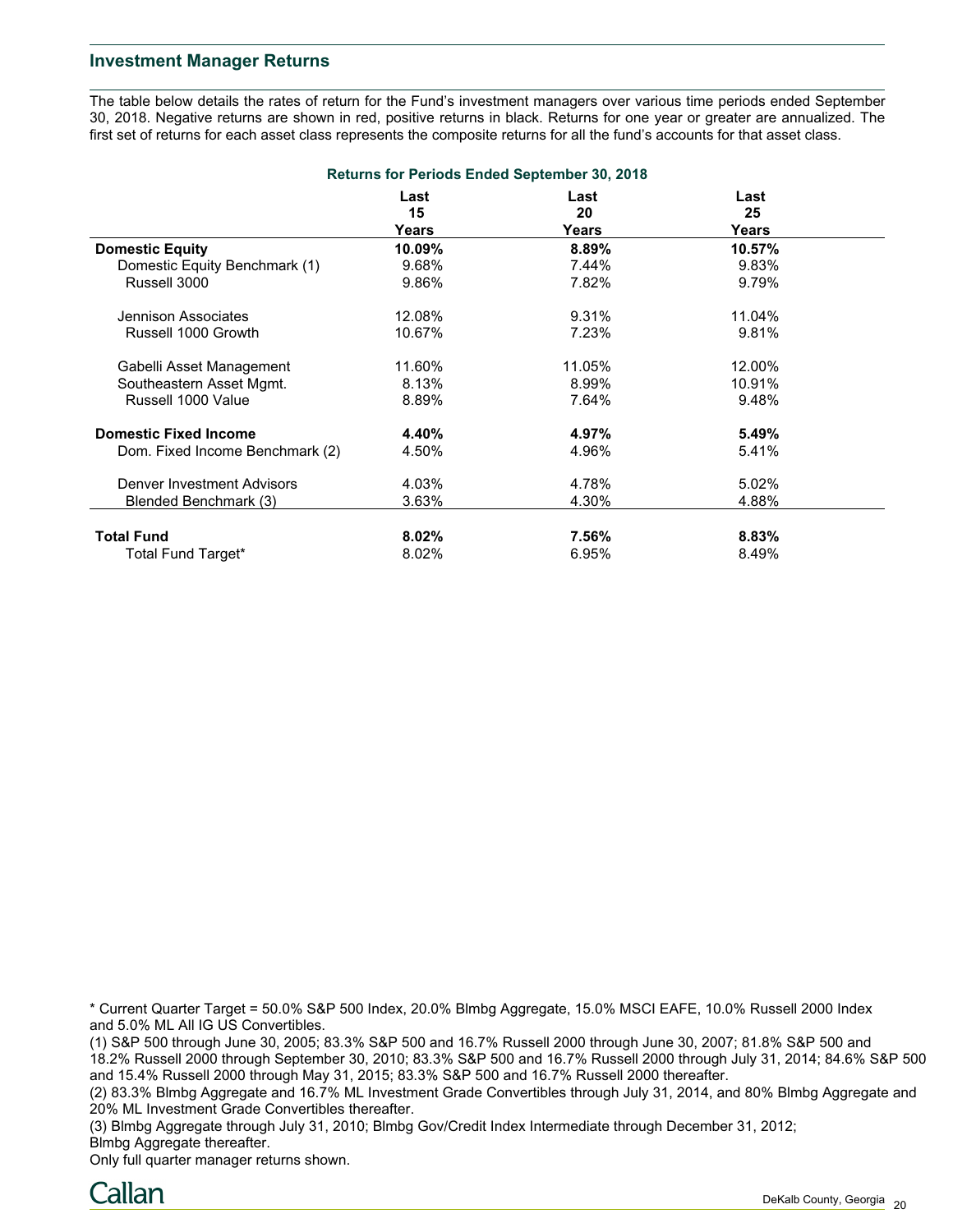## Investment Manager Returns

The table below details the rates of return for the Fund's investment managers over various time periods ended September 30, 2018. Negative returns are shown in red, positive returns in black. Returns for one year or greater are annualized. The first set of returns for each asset class represents the composite returns for all the fund's accounts for that asset class.

**Returns for Periods Ended September 30, 2018**

| | Last 15 Years | Last 20 Years | Last 25 Years |
|---|---|---|---|
| **Domestic Equity** | **10.09%** | **8.89%** | **10.57%** |
| Domestic Equity Benchmark (1) | 9.68% | 7.44% | 9.83% |
| Russell 3000 | 9.86% | 7.82% | 9.79% |
| | | | |
| Jennison Associates | 12.08% | 9.31% | 11.04% |
| Russell 1000 Growth | 10.67% | 7.23% | 9.81% |
| | | | |
| Gabelli Asset Management | 11.60% | 11.05% | 12.00% |
| Southeastern Asset Mgmt. | 8.13% | 8.99% | 10.91% |
| Russell 1000 Value | 8.89% | 7.64% | 9.48% |
| | | | |
| **Domestic Fixed Income** | **4.40%** | **4.97%** | **5.49%** |
| Dom. Fixed Income Benchmark (2) | 4.50% | 4.96% | 5.41% |
| | | | |
| Denver Investment Advisors | 4.03% | 4.78% | 5.02% |
| Blended Benchmark (3) | 3.63% | 4.30% | 4.88% |
| | | | |
| **Total Fund** | **8.02%** | **7.56%** | **8.83%** |
| Total Fund Target* | 8.02% | 6.95% | 8.49% |

* Current Quarter Target = 50.0% S&P 500 Index, 20.0% Blmbg Aggregate, 15.0% MSCI EAFE, 10.0% Russell 2000 Index and 5.0% ML All IG US Convertibles.

(1) S&P 500 through June 30, 2005; 83.3% S&P 500 and 16.7% Russell 2000 through June 30, 2007; 81.8% S&P 500 and 18.2% Russell 2000 through September 30, 2010; 83.3% S&P 500 and 16.7% Russell 2000 through July 31, 2014; 84.6% S&P 500 and 15.4% Russell 2000 through May 31, 2015; 83.3% S&P 500 and 16.7% Russell 2000 thereafter.

(2) 83.3% Blmbg Aggregate and 16.7% ML Investment Grade Convertibles through July 31, 2014, and 80% Blmbg Aggregate and 20% ML Investment Grade Convertibles thereafter.

(3) Blmbg Aggregate through July 31, 2010; Blmbg Gov/Credit Index Intermediate through December 31, 2012; Blmbg Aggregate thereafter.

Only full quarter manager returns shown.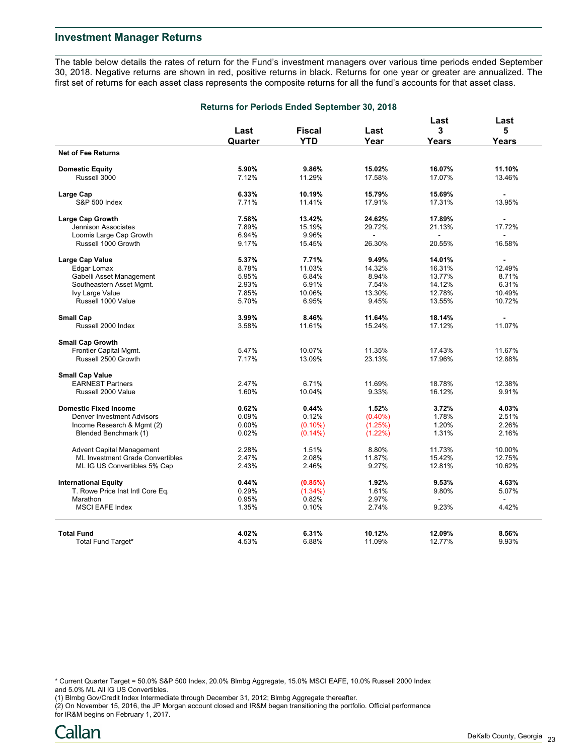## Investment Manager Returns

The table below details the rates of return for the Fund's investment managers over various time periods ended September 30, 2018. Negative returns are shown in red, positive returns in black. Returns for one year or greater are annualized. The first set of returns for each asset class represents the composite returns for all the fund's accounts for that asset class.

### Returns for Periods Ended September 30, 2018

| | Last Quarter | Fiscal YTD | Last Year | Last 3 Years | Last 5 Years |
|---|---|---|---|---|---|
| **Net of Fee Returns** | | | | | |
| **Domestic Equity** | **5.90%** | **9.86%** | **15.02%** | **16.07%** | **11.10%** |
| Russell 3000 | 7.12% | 11.29% | 17.58% | 17.07% | 13.46% |
| **Large Cap** | **6.33%** | **10.19%** | **15.79%** | **15.69%** | **-** |
| S&P 500 Index | 7.71% | 11.41% | 17.91% | 17.31% | 13.95% |
| **Large Cap Growth** | **7.58%** | **13.42%** | **24.62%** | **17.89%** | **-** |
| Jennison Associates | 7.89% | 15.19% | 29.72% | 21.13% | 17.72% |
| Loomis Large Cap Growth | 6.94% | 9.96% | - | - | - |
| Russell 1000 Growth | 9.17% | 15.45% | 26.30% | 20.55% | 16.58% |
| **Large Cap Value** | **5.37%** | **7.71%** | **9.49%** | **14.01%** | **-** |
| Edgar Lomax | 8.78% | 11.03% | 14.32% | 16.31% | 12.49% |
| Gabelli Asset Management | 5.95% | 6.84% | 8.94% | 13.77% | 8.71% |
| Southeastern Asset Mgmt. | 2.93% | 6.91% | 7.54% | 14.12% | 6.31% |
| Ivy Large Value | 7.85% | 10.06% | 13.30% | 12.78% | 10.49% |
| Russell 1000 Value | 5.70% | 6.95% | 9.45% | 13.55% | 10.72% |
| **Small Cap** | **3.99%** | **8.46%** | **11.64%** | **18.14%** | **-** |
| Russell 2000 Index | 3.58% | 11.61% | 15.24% | 17.12% | 11.07% |
| **Small Cap Growth** | | | | | |
| Frontier Capital Mgmt. | 5.47% | 10.07% | 11.35% | 17.43% | 11.67% |
| Russell 2500 Growth | 7.17% | 13.09% | 23.13% | 17.96% | 12.88% |
| **Small Cap Value** | | | | | |
| EARNEST Partners | 2.47% | 6.71% | 11.69% | 18.78% | 12.38% |
| Russell 2000 Value | 1.60% | 10.04% | 9.33% | 16.12% | 9.91% |
| **Domestic Fixed Income** | **0.62%** | **0.44%** | **1.52%** | **3.72%** | **4.03%** |
| Denver Investment Advisors | 0.09% | 0.12% | (0.40%) | 1.78% | 2.51% |
| Income Research & Mgmt (2) | 0.00% | (0.10%) | (1.25%) | 1.20% | 2.26% |
| Blended Benchmark (1) | 0.02% | (0.14%) | (1.22%) | 1.31% | 2.16% |
| Advent Capital Management | 2.28% | 1.51% | 8.80% | 11.73% | 10.00% |
| ML Investment Grade Convertibles | 2.47% | 2.08% | 11.87% | 15.42% | 12.75% |
| ML IG US Convertibles 5% Cap | 2.43% | 2.46% | 9.27% | 12.81% | 10.62% |
| **International Equity** | **0.44%** | **(0.85%)** | **1.92%** | **9.53%** | **4.63%** |
| T. Rowe Price Inst Intl Core Eq. | 0.29% | (1.34%) | 1.61% | 9.80% | 5.07% |
| Marathon | 0.95% | 0.82% | 2.97% | - | - |
| MSCI EAFE Index | 1.35% | 0.10% | 2.74% | 9.23% | 4.42% |
| **Total Fund** | **4.02%** | **6.31%** | **10.12%** | **12.09%** | **8.56%** |
| Total Fund Target* | 4.53% | 6.88% | 11.09% | 12.77% | 9.93% |

* Current Quarter Target = 50.0% S&P 500 Index, 20.0% Blmbg Aggregate, 15.0% MSCI EAFE, 10.0% Russell 2000 Index and 5.0% ML All IG US Convertibles.

(1) Blmbg Gov/Credit Index Intermediate through December 31, 2012; Blmbg Aggregate thereafter.

(2) On November 15, 2016, the JP Morgan account closed and IR&M began transitioning the portfolio. Official performance for IR&M begins on February 1, 2017.